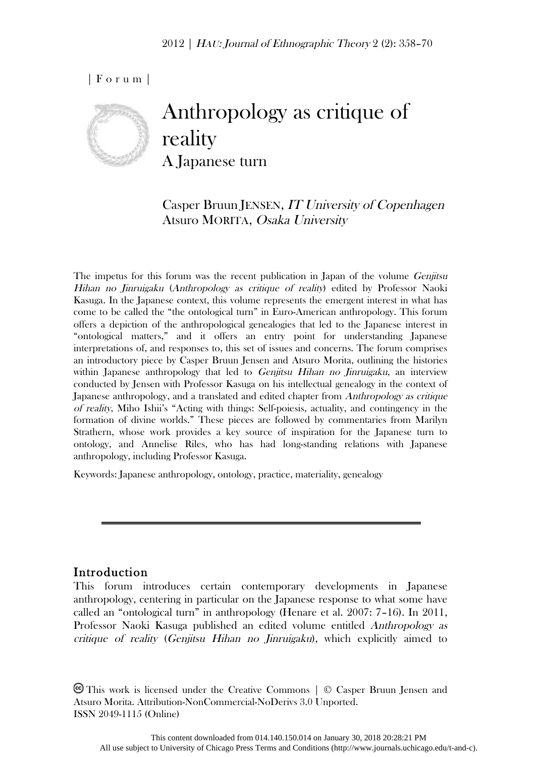| Forum |

# Anthropology as critique of reality

## A Japanese turn

Casper Bruun JENSEN, *IT University of Copenhagen*
Atsuro MORITA, *Osaka University*

The impetus for this forum was the recent publication in Japan of the volume *Genjitsu Hihan no Jinruigaku* (*Anthropology as critique of reality*) edited by Professor Naoki Kasuga. In the Japanese context, this volume represents the emergent interest in what has come to be called the "the ontological turn" in Euro-American anthropology. This forum offers a depiction of the anthropological genealogies that led to the Japanese interest in "ontological matters," and it offers an entry point for understanding Japanese interpretations of, and responses to, this set of issues and concerns. The forum comprises an introductory piece by Casper Bruun Jensen and Atsuro Morita, outlining the histories within Japanese anthropology that led to *Genjitsu Hihan no Jinruigaku*, an interview conducted by Jensen with Professor Kasuga on his intellectual genealogy in the context of Japanese anthropology, and a translated and edited chapter from *Anthropology as critique of reality*, Miho Ishii's "Acting with things: Self-poiesis, actuality, and contingency in the formation of divine worlds." These pieces are followed by commentaries from Marilyn Strathern, whose work provides a key source of inspiration for the Japanese turn to ontology, and Annelise Riles, who has had long-standing relations with Japanese anthropology, including Professor Kasuga.

Keywords: Japanese anthropology, ontology, practice, materiality, genealogy

## Introduction

This forum introduces certain contemporary developments in Japanese anthropology, centering in particular on the Japanese response to what some have called an "ontological turn" in anthropology (Henare et al. 2007: 7–16). In 2011, Professor Naoki Kasuga published an edited volume entitled *Anthropology as critique of reality* (*Genjitsu Hihan no Jinruigaku*), which explicitly aimed to

This work is licensed under the Creative Commons | © Casper Bruun Jensen and Atsuro Morita. Attribution-NonCommercial-NoDerivs 3.0 Unported.
ISSN 2049-1115 (Online)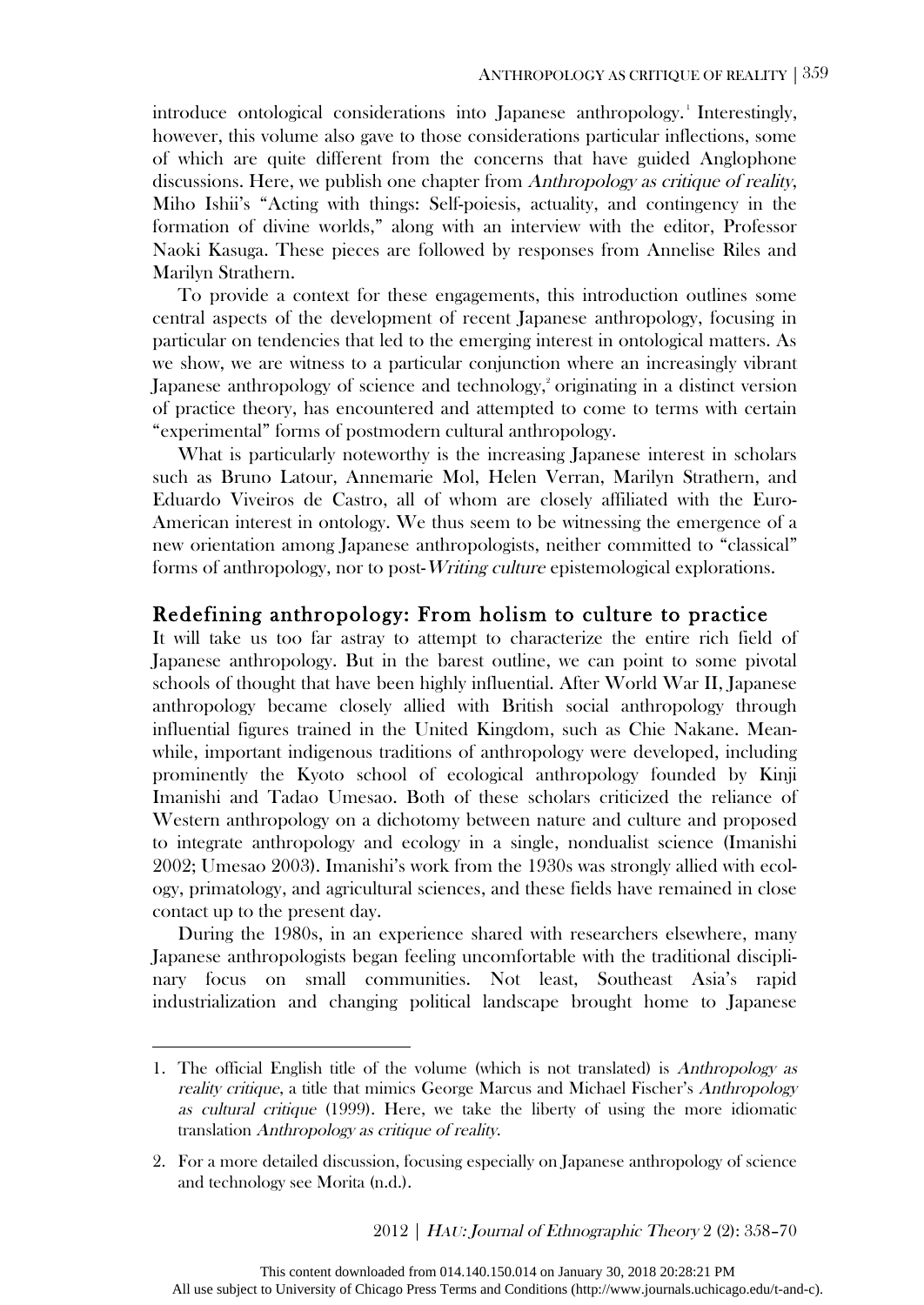introduce ontological considerations into Japanese anthropology.[1] Interestingly, however, this volume also gave to those considerations particular inflections, some of which are quite different from the concerns that have guided Anglophone discussions. Here, we publish one chapter from *Anthropology as critique of reality*, Miho Ishii's "Acting with things: Self-poiesis, actuality, and contingency in the formation of divine worlds," along with an interview with the editor, Professor Naoki Kasuga. These pieces are followed by responses from Annelise Riles and Marilyn Strathern.

To provide a context for these engagements, this introduction outlines some central aspects of the development of recent Japanese anthropology, focusing in particular on tendencies that led to the emerging interest in ontological matters. As we show, we are witness to a particular conjunction where an increasingly vibrant Japanese anthropology of science and technology,[2] originating in a distinct version of practice theory, has encountered and attempted to come to terms with certain "experimental" forms of postmodern cultural anthropology.

What is particularly noteworthy is the increasing Japanese interest in scholars such as Bruno Latour, Annemarie Mol, Helen Verran, Marilyn Strathern, and Eduardo Viveiros de Castro, all of whom are closely affiliated with the Euro-American interest in ontology. We thus seem to be witnessing the emergence of a new orientation among Japanese anthropologists, neither committed to "classical" forms of anthropology, nor to post-*Writing culture* epistemological explorations.

## Redefining anthropology: From holism to culture to practice

It will take us too far astray to attempt to characterize the entire rich field of Japanese anthropology. But in the barest outline, we can point to some pivotal schools of thought that have been highly influential. After World War II, Japanese anthropology became closely allied with British social anthropology through influential figures trained in the United Kingdom, such as Chie Nakane. Meanwhile, important indigenous traditions of anthropology were developed, including prominently the Kyoto school of ecological anthropology founded by Kinji Imanishi and Tadao Umesao. Both of these scholars criticized the reliance of Western anthropology on a dichotomy between nature and culture and proposed to integrate anthropology and ecology in a single, nondualist science (Imanishi 2002; Umesao 2003). Imanishi's work from the 1930s was strongly allied with ecology, primatology, and agricultural sciences, and these fields have remained in close contact up to the present day.

During the 1980s, in an experience shared with researchers elsewhere, many Japanese anthropologists began feeling uncomfortable with the traditional disciplinary focus on small communities. Not least, Southeast Asia's rapid industrialization and changing political landscape brought home to Japanese

1. The official English title of the volume (which is not translated) is *Anthropology as reality critique*, a title that mimics George Marcus and Michael Fischer's *Anthropology as cultural critique* (1999). Here, we take the liberty of using the more idiomatic translation *Anthropology as critique of reality*.

2. For a more detailed discussion, focusing especially on Japanese anthropology of science and technology see Morita (n.d.).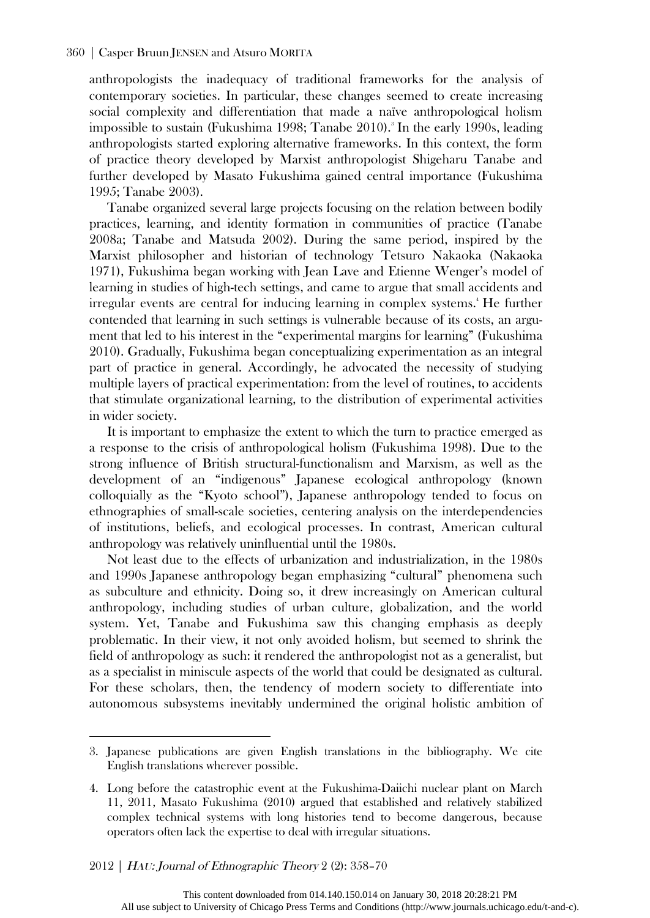anthropologists the inadequacy of traditional frameworks for the analysis of contemporary societies. In particular, these changes seemed to create increasing social complexity and differentiation that made a naïve anthropological holism impossible to sustain (Fukushima 1998; Tanabe 2010).[3] In the early 1990s, leading anthropologists started exploring alternative frameworks. In this context, the form of practice theory developed by Marxist anthropologist Shigeharu Tanabe and further developed by Masato Fukushima gained central importance (Fukushima 1995; Tanabe 2003).

Tanabe organized several large projects focusing on the relation between bodily practices, learning, and identity formation in communities of practice (Tanabe 2008a; Tanabe and Matsuda 2002). During the same period, inspired by the Marxist philosopher and historian of technology Tetsuro Nakaoka (Nakaoka 1971), Fukushima began working with Jean Lave and Etienne Wenger's model of learning in studies of high-tech settings, and came to argue that small accidents and irregular events are central for inducing learning in complex systems.[4] He further contended that learning in such settings is vulnerable because of its costs, an argument that led to his interest in the "experimental margins for learning" (Fukushima 2010). Gradually, Fukushima began conceptualizing experimentation as an integral part of practice in general. Accordingly, he advocated the necessity of studying multiple layers of practical experimentation: from the level of routines, to accidents that stimulate organizational learning, to the distribution of experimental activities in wider society.

It is important to emphasize the extent to which the turn to practice emerged as a response to the crisis of anthropological holism (Fukushima 1998). Due to the strong influence of British structural-functionalism and Marxism, as well as the development of an "indigenous" Japanese ecological anthropology (known colloquially as the "Kyoto school"), Japanese anthropology tended to focus on ethnographies of small-scale societies, centering analysis on the interdependencies of institutions, beliefs, and ecological processes. In contrast, American cultural anthropology was relatively uninfluential until the 1980s.

Not least due to the effects of urbanization and industrialization, in the 1980s and 1990s Japanese anthropology began emphasizing "cultural" phenomena such as subculture and ethnicity. Doing so, it drew increasingly on American cultural anthropology, including studies of urban culture, globalization, and the world system. Yet, Tanabe and Fukushima saw this changing emphasis as deeply problematic. In their view, it not only avoided holism, but seemed to shrink the field of anthropology as such: it rendered the anthropologist not as a generalist, but as a specialist in miniscule aspects of the world that could be designated as cultural. For these scholars, then, the tendency of modern society to differentiate into autonomous subsystems inevitably undermined the original holistic ambition of

---

3. Japanese publications are given English translations in the bibliography. We cite English translations wherever possible.

4. Long before the catastrophic event at the Fukushima-Daiichi nuclear plant on March 11, 2011, Masato Fukushima (2010) argued that established and relatively stabilized complex technical systems with long histories tend to become dangerous, because operators often lack the expertise to deal with irregular situations.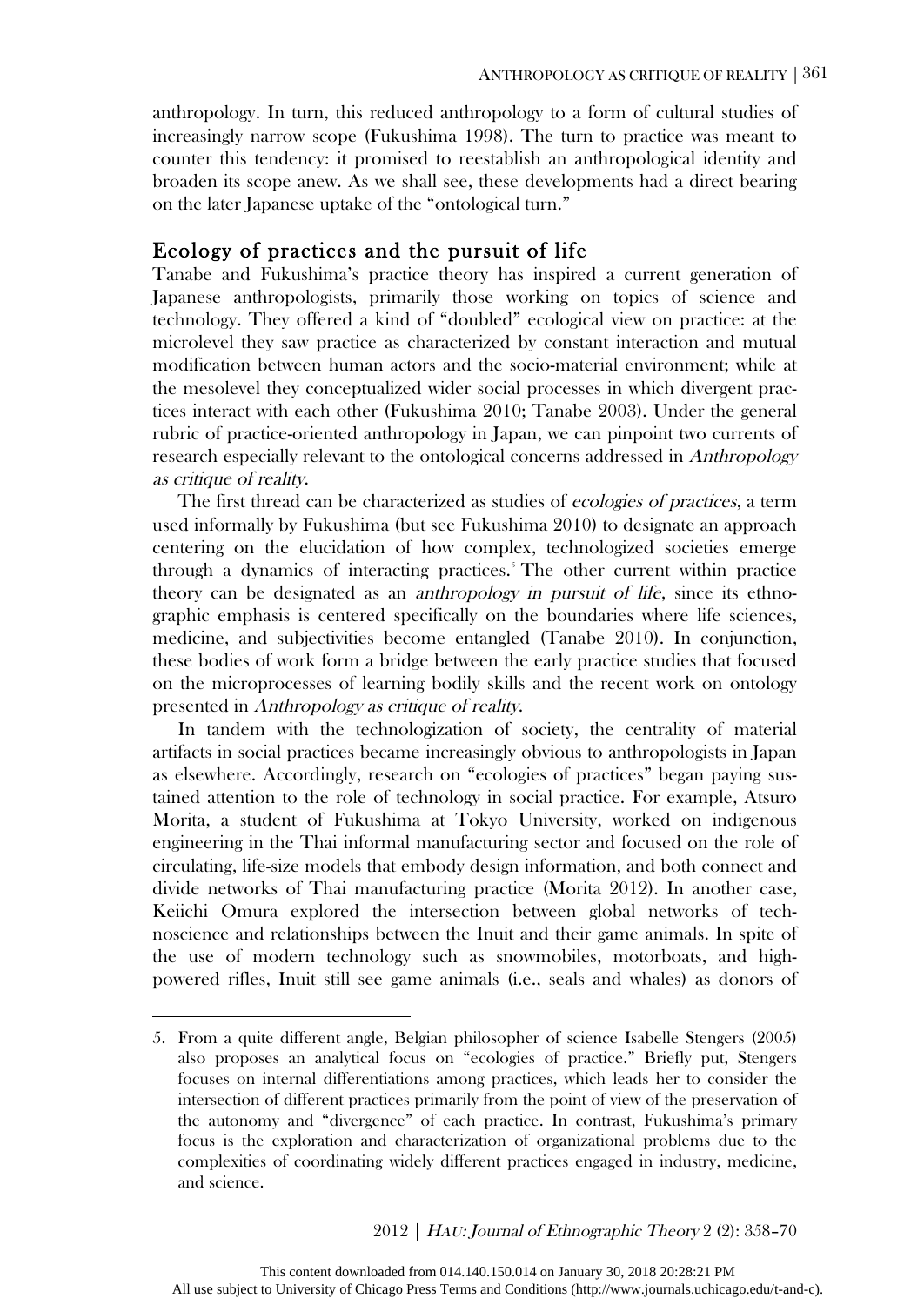anthropology. In turn, this reduced anthropology to a form of cultural studies of increasingly narrow scope (Fukushima 1998). The turn to practice was meant to counter this tendency: it promised to reestablish an anthropological identity and broaden its scope anew. As we shall see, these developments had a direct bearing on the later Japanese uptake of the "ontological turn."

## Ecology of practices and the pursuit of life

Tanabe and Fukushima's practice theory has inspired a current generation of Japanese anthropologists, primarily those working on topics of science and technology. They offered a kind of "doubled" ecological view on practice: at the microlevel they saw practice as characterized by constant interaction and mutual modification between human actors and the socio-material environment; while at the mesolevel they conceptualized wider social processes in which divergent practices interact with each other (Fukushima 2010; Tanabe 2003). Under the general rubric of practice-oriented anthropology in Japan, we can pinpoint two currents of research especially relevant to the ontological concerns addressed in *Anthropology as critique of reality*.

The first thread can be characterized as studies of *ecologies of practices*, a term used informally by Fukushima (but see Fukushima 2010) to designate an approach centering on the elucidation of how complex, technologized societies emerge through a dynamics of interacting practices.[5] The other current within practice theory can be designated as an *anthropology in pursuit of life*, since its ethnographic emphasis is centered specifically on the boundaries where life sciences, medicine, and subjectivities become entangled (Tanabe 2010). In conjunction, these bodies of work form a bridge between the early practice studies that focused on the microprocesses of learning bodily skills and the recent work on ontology presented in *Anthropology as critique of reality*.

In tandem with the technologization of society, the centrality of material artifacts in social practices became increasingly obvious to anthropologists in Japan as elsewhere. Accordingly, research on "ecologies of practices" began paying sustained attention to the role of technology in social practice. For example, Atsuro Morita, a student of Fukushima at Tokyo University, worked on indigenous engineering in the Thai informal manufacturing sector and focused on the role of circulating, life-size models that embody design information, and both connect and divide networks of Thai manufacturing practice (Morita 2012). In another case, Keiichi Omura explored the intersection between global networks of technoscience and relationships between the Inuit and their game animals. In spite of the use of modern technology such as snowmobiles, motorboats, and high-powered rifles, Inuit still see game animals (i.e., seals and whales) as donors of

5. From a quite different angle, Belgian philosopher of science Isabelle Stengers (2005) also proposes an analytical focus on "ecologies of practice." Briefly put, Stengers focuses on internal differentiations among practices, which leads her to consider the intersection of different practices primarily from the point of view of the preservation of the autonomy and "divergence" of each practice. In contrast, Fukushima's primary focus is the exploration and characterization of organizational problems due to the complexities of coordinating widely different practices engaged in industry, medicine, and science.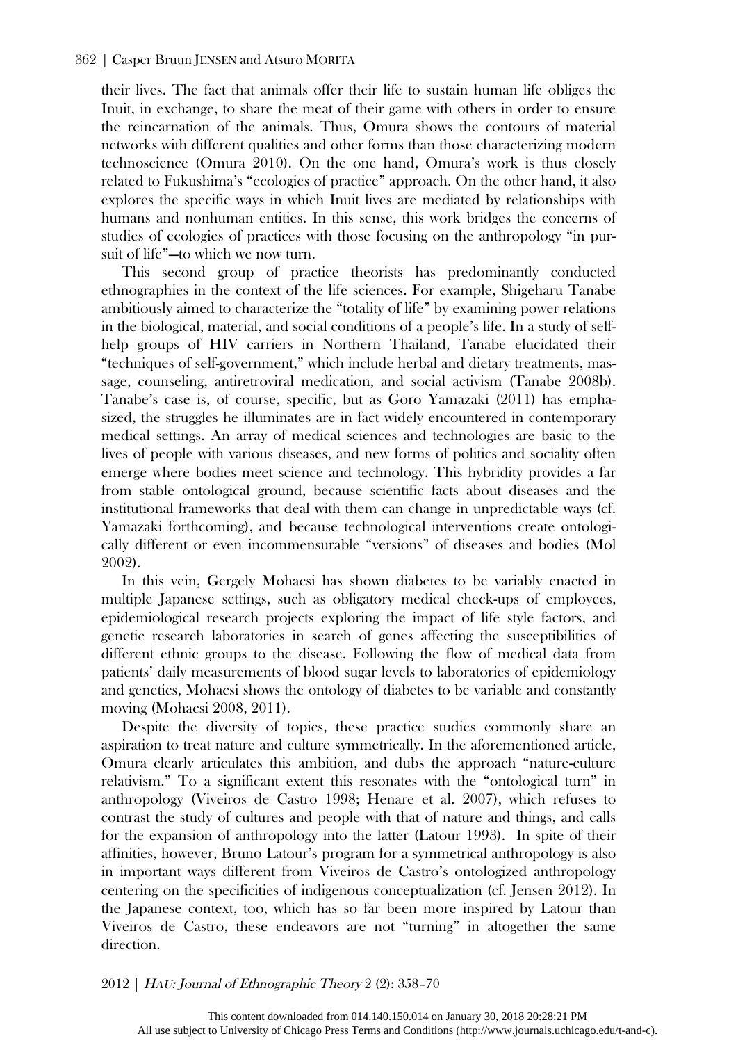their lives. The fact that animals offer their life to sustain human life obliges the Inuit, in exchange, to share the meat of their game with others in order to ensure the reincarnation of the animals. Thus, Omura shows the contours of material networks with different qualities and other forms than those characterizing modern technoscience (Omura 2010). On the one hand, Omura's work is thus closely related to Fukushima's "ecologies of practice" approach. On the other hand, it also explores the specific ways in which Inuit lives are mediated by relationships with humans and nonhuman entities. In this sense, this work bridges the concerns of studies of ecologies of practices with those focusing on the anthropology "in pursuit of life"—to which we now turn.

This second group of practice theorists has predominantly conducted ethnographies in the context of the life sciences. For example, Shigeharu Tanabe ambitiously aimed to characterize the "totality of life" by examining power relations in the biological, material, and social conditions of a people's life. In a study of self-help groups of HIV carriers in Northern Thailand, Tanabe elucidated their "techniques of self-government," which include herbal and dietary treatments, massage, counseling, antiretroviral medication, and social activism (Tanabe 2008b). Tanabe's case is, of course, specific, but as Goro Yamazaki (2011) has emphasized, the struggles he illuminates are in fact widely encountered in contemporary medical settings. An array of medical sciences and technologies are basic to the lives of people with various diseases, and new forms of politics and sociality often emerge where bodies meet science and technology. This hybridity provides a far from stable ontological ground, because scientific facts about diseases and the institutional frameworks that deal with them can change in unpredictable ways (cf. Yamazaki forthcoming), and because technological interventions create ontologically different or even incommensurable "versions" of diseases and bodies (Mol 2002).

In this vein, Gergely Mohacsi has shown diabetes to be variably enacted in multiple Japanese settings, such as obligatory medical check-ups of employees, epidemiological research projects exploring the impact of life style factors, and genetic research laboratories in search of genes affecting the susceptibilities of different ethnic groups to the disease. Following the flow of medical data from patients' daily measurements of blood sugar levels to laboratories of epidemiology and genetics, Mohacsi shows the ontology of diabetes to be variable and constantly moving (Mohacsi 2008, 2011).

Despite the diversity of topics, these practice studies commonly share an aspiration to treat nature and culture symmetrically. In the aforementioned article, Omura clearly articulates this ambition, and dubs the approach "nature-culture relativism." To a significant extent this resonates with the "ontological turn" in anthropology (Viveiros de Castro 1998; Henare et al. 2007), which refuses to contrast the study of cultures and people with that of nature and things, and calls for the expansion of anthropology into the latter (Latour 1993). In spite of their affinities, however, Bruno Latour's program for a symmetrical anthropology is also in important ways different from Viveiros de Castro's ontologized anthropology centering on the specificities of indigenous conceptualization (cf. Jensen 2012). In the Japanese context, too, which has so far been more inspired by Latour than Viveiros de Castro, these endeavors are not "turning" in altogether the same direction.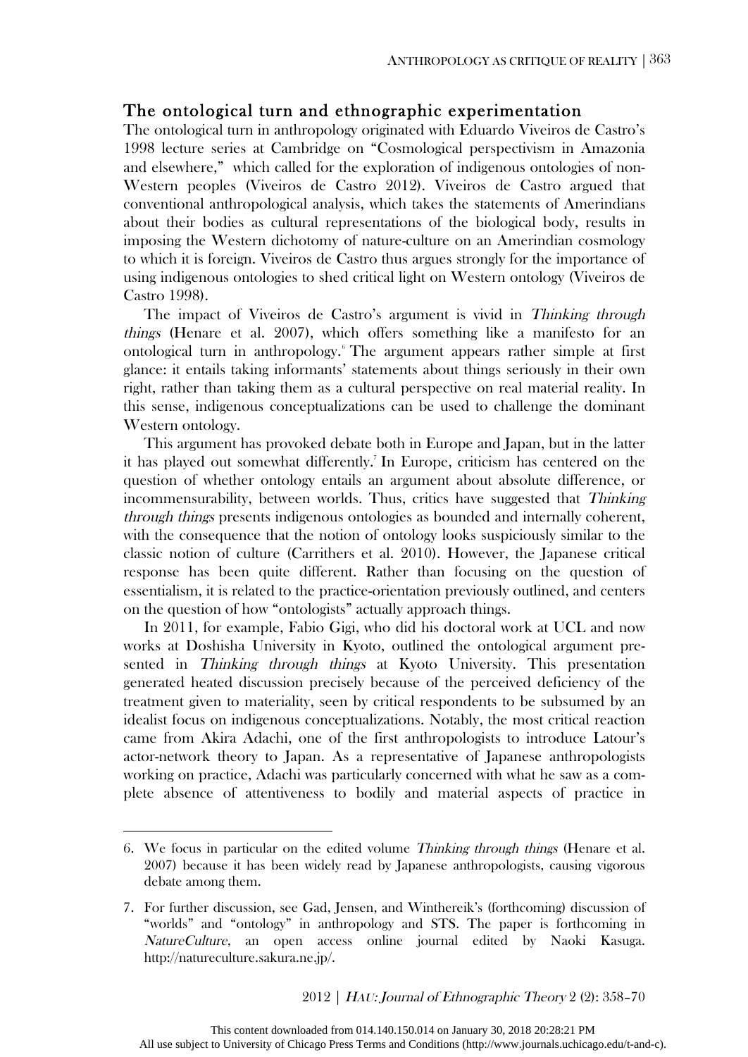## The ontological turn and ethnographic experimentation

The ontological turn in anthropology originated with Eduardo Viveiros de Castro's 1998 lecture series at Cambridge on "Cosmological perspectivism in Amazonia and elsewhere," which called for the exploration of indigenous ontologies of non-Western peoples (Viveiros de Castro 2012). Viveiros de Castro argued that conventional anthropological analysis, which takes the statements of Amerindians about their bodies as cultural representations of the biological body, results in imposing the Western dichotomy of nature-culture on an Amerindian cosmology to which it is foreign. Viveiros de Castro thus argues strongly for the importance of using indigenous ontologies to shed critical light on Western ontology (Viveiros de Castro 1998).

The impact of Viveiros de Castro's argument is vivid in *Thinking through things* (Henare et al. 2007), which offers something like a manifesto for an ontological turn in anthropology.[6] The argument appears rather simple at first glance: it entails taking informants' statements about things seriously in their own right, rather than taking them as a cultural perspective on real material reality. In this sense, indigenous conceptualizations can be used to challenge the dominant Western ontology.

This argument has provoked debate both in Europe and Japan, but in the latter it has played out somewhat differently.[7] In Europe, criticism has centered on the question of whether ontology entails an argument about absolute difference, or incommensurability, between worlds. Thus, critics have suggested that *Thinking through things* presents indigenous ontologies as bounded and internally coherent, with the consequence that the notion of ontology looks suspiciously similar to the classic notion of culture (Carrithers et al. 2010). However, the Japanese critical response has been quite different. Rather than focusing on the question of essentialism, it is related to the practice-orientation previously outlined, and centers on the question of how "ontologists" actually approach things.

In 2011, for example, Fabio Gigi, who did his doctoral work at UCL and now works at Doshisha University in Kyoto, outlined the ontological argument presented in *Thinking through things* at Kyoto University. This presentation generated heated discussion precisely because of the perceived deficiency of the treatment given to materiality, seen by critical respondents to be subsumed by an idealist focus on indigenous conceptualizations. Notably, the most critical reaction came from Akira Adachi, one of the first anthropologists to introduce Latour's actor-network theory to Japan. As a representative of Japanese anthropologists working on practice, Adachi was particularly concerned with what he saw as a complete absence of attentiveness to bodily and material aspects of practice in

---

6. We focus in particular on the edited volume *Thinking through things* (Henare et al. 2007) because it has been widely read by Japanese anthropologists, causing vigorous debate among them.

7. For further discussion, see Gad, Jensen, and Winthereik's (forthcoming) discussion of "worlds" and "ontology" in anthropology and STS. The paper is forthcoming in *NatureCulture*, an open access online journal edited by Naoki Kasuga. http://natureculture.sakura.ne.jp/.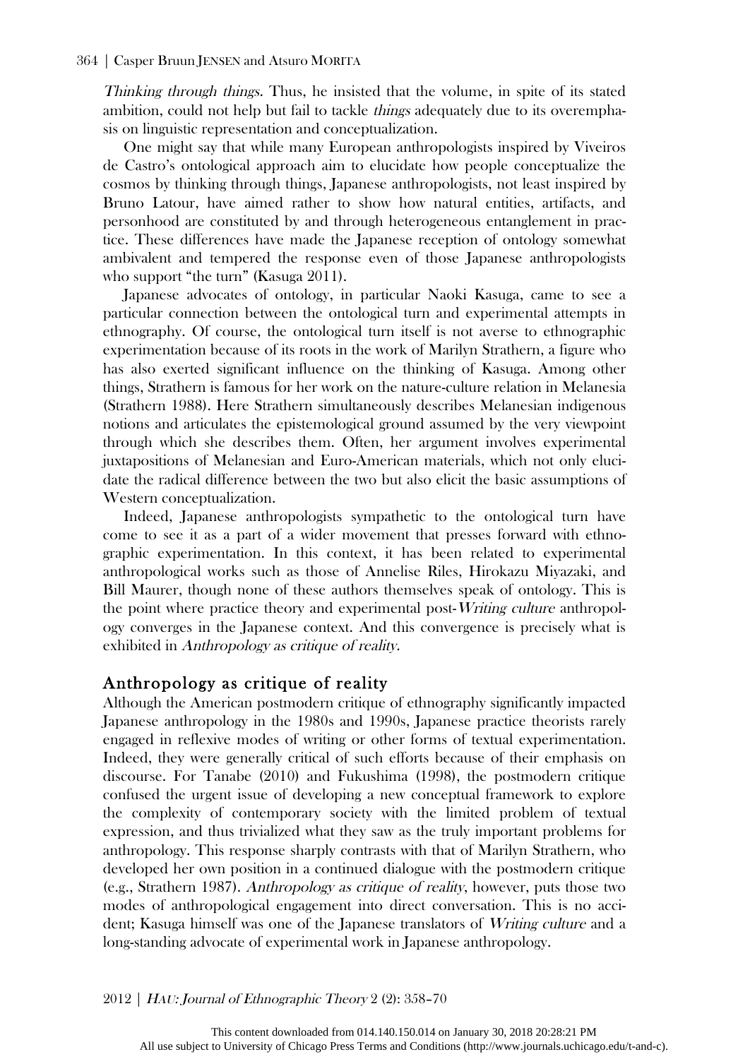*Thinking through things*. Thus, he insisted that the volume, in spite of its stated ambition, could not help but fail to tackle *things* adequately due to its overemphasis on linguistic representation and conceptualization.

One might say that while many European anthropologists inspired by Viveiros de Castro's ontological approach aim to elucidate how people conceptualize the cosmos by thinking through things, Japanese anthropologists, not least inspired by Bruno Latour, have aimed rather to show how natural entities, artifacts, and personhood are constituted by and through heterogeneous entanglement in practice. These differences have made the Japanese reception of ontology somewhat ambivalent and tempered the response even of those Japanese anthropologists who support "the turn" (Kasuga 2011).

Japanese advocates of ontology, in particular Naoki Kasuga, came to see a particular connection between the ontological turn and experimental attempts in ethnography. Of course, the ontological turn itself is not averse to ethnographic experimentation because of its roots in the work of Marilyn Strathern, a figure who has also exerted significant influence on the thinking of Kasuga. Among other things, Strathern is famous for her work on the nature-culture relation in Melanesia (Strathern 1988). Here Strathern simultaneously describes Melanesian indigenous notions and articulates the epistemological ground assumed by the very viewpoint through which she describes them. Often, her argument involves experimental juxtapositions of Melanesian and Euro-American materials, which not only elucidate the radical difference between the two but also elicit the basic assumptions of Western conceptualization.

Indeed, Japanese anthropologists sympathetic to the ontological turn have come to see it as a part of a wider movement that presses forward with ethnographic experimentation. In this context, it has been related to experimental anthropological works such as those of Annelise Riles, Hirokazu Miyazaki, and Bill Maurer, though none of these authors themselves speak of ontology. This is the point where practice theory and experimental post-*Writing culture* anthropology converges in the Japanese context. And this convergence is precisely what is exhibited in *Anthropology as critique of reality*.

## Anthropology as critique of reality

Although the American postmodern critique of ethnography significantly impacted Japanese anthropology in the 1980s and 1990s, Japanese practice theorists rarely engaged in reflexive modes of writing or other forms of textual experimentation. Indeed, they were generally critical of such efforts because of their emphasis on discourse. For Tanabe (2010) and Fukushima (1998), the postmodern critique confused the urgent issue of developing a new conceptual framework to explore the complexity of contemporary society with the limited problem of textual expression, and thus trivialized what they saw as the truly important problems for anthropology. This response sharply contrasts with that of Marilyn Strathern, who developed her own position in a continued dialogue with the postmodern critique (e.g., Strathern 1987). *Anthropology as critique of reality*, however, puts those two modes of anthropological engagement into direct conversation. This is no accident; Kasuga himself was one of the Japanese translators of *Writing culture* and a long-standing advocate of experimental work in Japanese anthropology.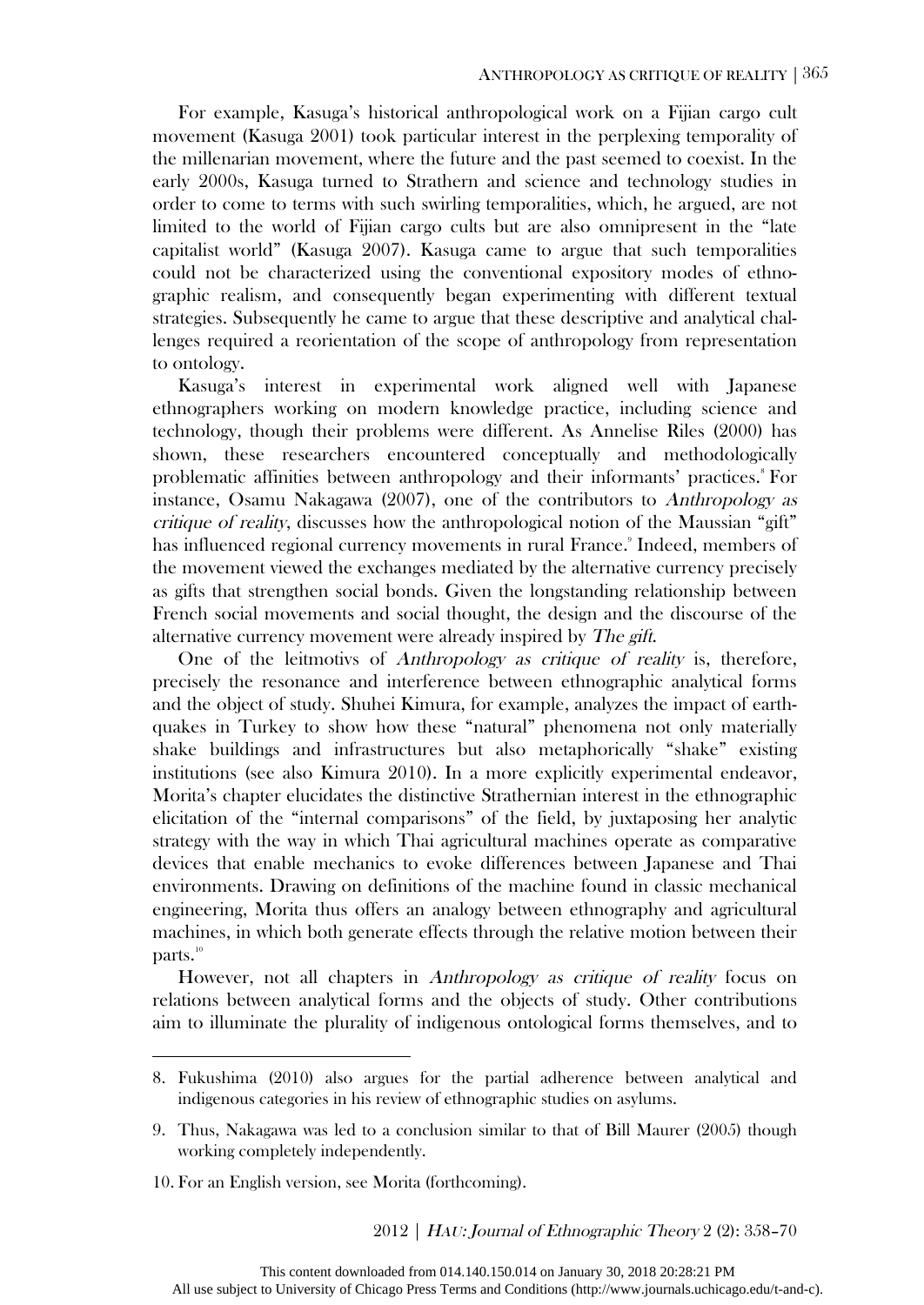For example, Kasuga's historical anthropological work on a Fijian cargo cult movement (Kasuga 2001) took particular interest in the perplexing temporality of the millenarian movement, where the future and the past seemed to coexist. In the early 2000s, Kasuga turned to Strathern and science and technology studies in order to come to terms with such swirling temporalities, which, he argued, are not limited to the world of Fijian cargo cults but are also omnipresent in the "late capitalist world" (Kasuga 2007). Kasuga came to argue that such temporalities could not be characterized using the conventional expository modes of ethnographic realism, and consequently began experimenting with different textual strategies. Subsequently he came to argue that these descriptive and analytical challenges required a reorientation of the scope of anthropology from representation to ontology.

Kasuga's interest in experimental work aligned well with Japanese ethnographers working on modern knowledge practice, including science and technology, though their problems were different. As Annelise Riles (2000) has shown, these researchers encountered conceptually and methodologically problematic affinities between anthropology and their informants' practices.[8] For instance, Osamu Nakagawa (2007), one of the contributors to *Anthropology as critique of reality*, discusses how the anthropological notion of the Maussian "gift" has influenced regional currency movements in rural France.[9] Indeed, members of the movement viewed the exchanges mediated by the alternative currency precisely as gifts that strengthen social bonds. Given the longstanding relationship between French social movements and social thought, the design and the discourse of the alternative currency movement were already inspired by *The gift*.

One of the leitmotivs of *Anthropology as critique of reality* is, therefore, precisely the resonance and interference between ethnographic analytical forms and the object of study. Shuhei Kimura, for example, analyzes the impact of earthquakes in Turkey to show how these "natural" phenomena not only materially shake buildings and infrastructures but also metaphorically "shake" existing institutions (see also Kimura 2010). In a more explicitly experimental endeavor, Morita's chapter elucidates the distinctive Strathernian interest in the ethnographic elicitation of the "internal comparisons" of the field, by juxtaposing her analytic strategy with the way in which Thai agricultural machines operate as comparative devices that enable mechanics to evoke differences between Japanese and Thai environments. Drawing on definitions of the machine found in classic mechanical engineering, Morita thus offers an analogy between ethnography and agricultural machines, in which both generate effects through the relative motion between their parts.[10]

However, not all chapters in *Anthropology as critique of reality* focus on relations between analytical forms and the objects of study. Other contributions aim to illuminate the plurality of indigenous ontological forms themselves, and to

---

8. Fukushima (2010) also argues for the partial adherence between analytical and indigenous categories in his review of ethnographic studies on asylums.

9. Thus, Nakagawa was led to a conclusion similar to that of Bill Maurer (2005) though working completely independently.

10. For an English version, see Morita (forthcoming).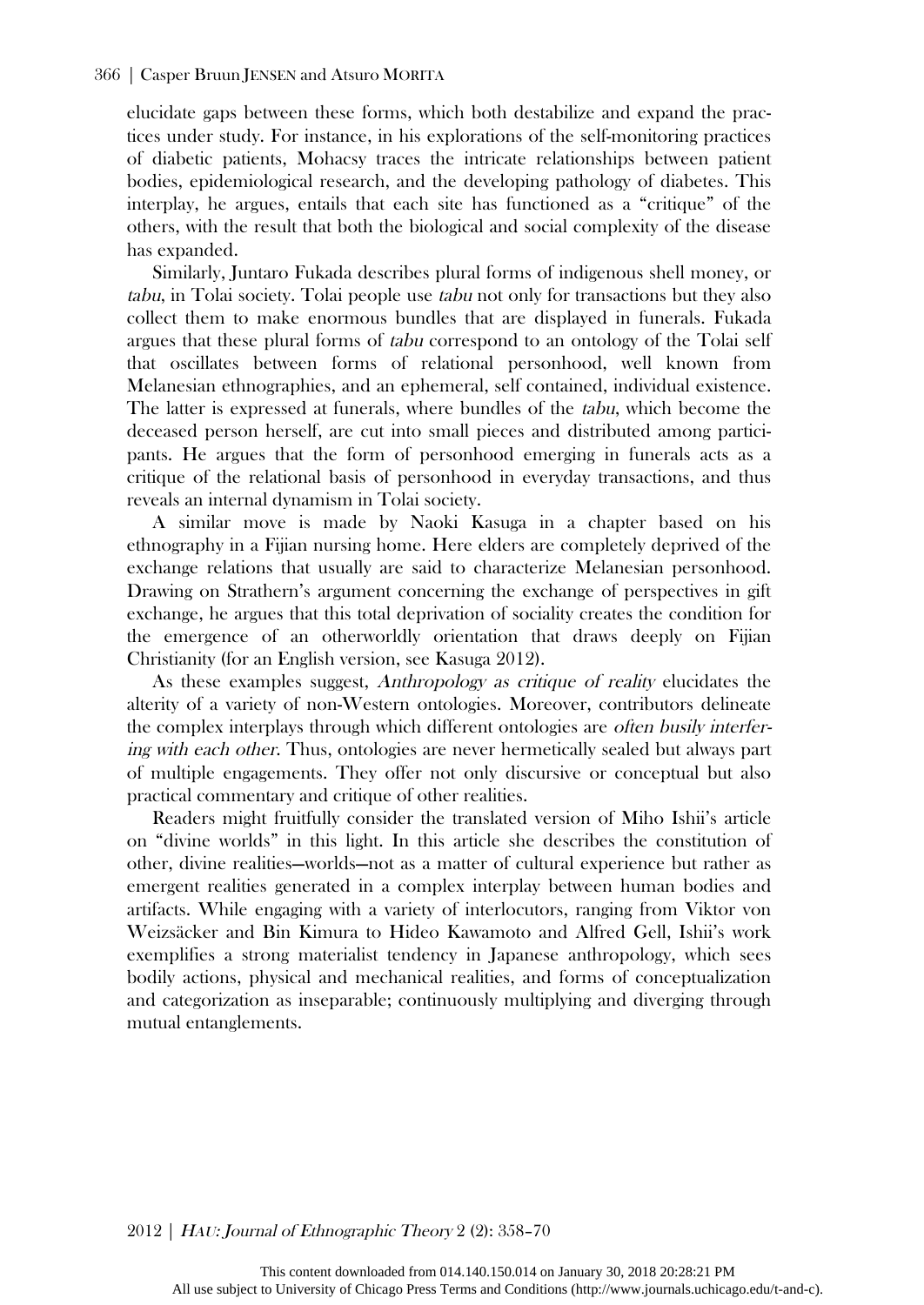elucidate gaps between these forms, which both destabilize and expand the practices under study. For instance, in his explorations of the self-monitoring practices of diabetic patients, Mohacsy traces the intricate relationships between patient bodies, epidemiological research, and the developing pathology of diabetes. This interplay, he argues, entails that each site has functioned as a "critique" of the others, with the result that both the biological and social complexity of the disease has expanded.

Similarly, Juntaro Fukada describes plural forms of indigenous shell money, or *tabu*, in Tolai society. Tolai people use *tabu* not only for transactions but they also collect them to make enormous bundles that are displayed in funerals. Fukada argues that these plural forms of *tabu* correspond to an ontology of the Tolai self that oscillates between forms of relational personhood, well known from Melanesian ethnographies, and an ephemeral, self contained, individual existence. The latter is expressed at funerals, where bundles of the *tabu*, which become the deceased person herself, are cut into small pieces and distributed among participants. He argues that the form of personhood emerging in funerals acts as a critique of the relational basis of personhood in everyday transactions, and thus reveals an internal dynamism in Tolai society.

A similar move is made by Naoki Kasuga in a chapter based on his ethnography in a Fijian nursing home. Here elders are completely deprived of the exchange relations that usually are said to characterize Melanesian personhood. Drawing on Strathern's argument concerning the exchange of perspectives in gift exchange, he argues that this total deprivation of sociality creates the condition for the emergence of an otherworldly orientation that draws deeply on Fijian Christianity (for an English version, see Kasuga 2012).

As these examples suggest, *Anthropology as critique of reality* elucidates the alterity of a variety of non-Western ontologies. Moreover, contributors delineate the complex interplays through which different ontologies are *often busily interfering with each other*. Thus, ontologies are never hermetically sealed but always part of multiple engagements. They offer not only discursive or conceptual but also practical commentary and critique of other realities.

Readers might fruitfully consider the translated version of Miho Ishii's article on "divine worlds" in this light. In this article she describes the constitution of other, divine realities—worlds—not as a matter of cultural experience but rather as emergent realities generated in a complex interplay between human bodies and artifacts. While engaging with a variety of interlocutors, ranging from Viktor von Weizsäcker and Bin Kimura to Hideo Kawamoto and Alfred Gell, Ishii's work exemplifies a strong materialist tendency in Japanese anthropology, which sees bodily actions, physical and mechanical realities, and forms of conceptualization and categorization as inseparable; continuously multiplying and diverging through mutual entanglements.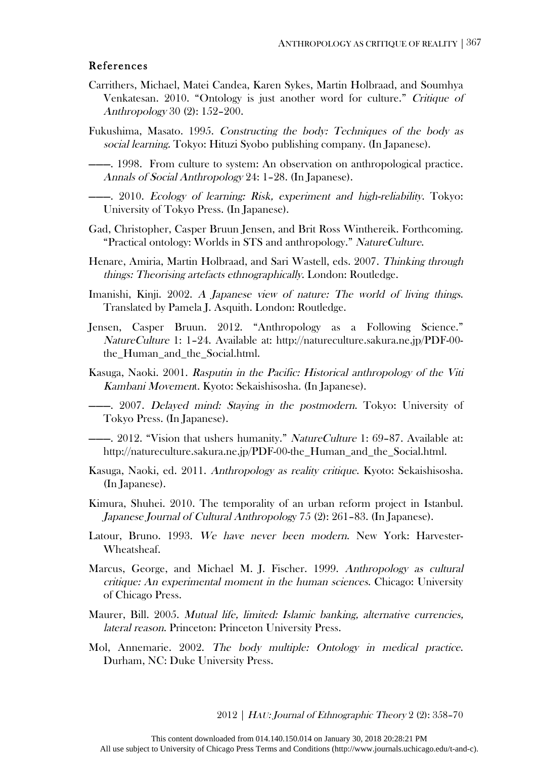## References

Carrithers, Michael, Matei Candea, Karen Sykes, Martin Holbraad, and Soumhya Venkatesan. 2010. "Ontology is just another word for culture." *Critique of Anthropology* 30 (2): 152–200.

Fukushima, Masato. 1995. *Constructing the body: Techniques of the body as social learning.* Tokyo: Hituzi Syobo publishing company. (In Japanese).

———. 1998. From culture to system: An observation on anthropological practice. *Annals of Social Anthropology* 24: 1–28. (In Japanese).

———. 2010. *Ecology of learning: Risk, experiment and high-reliability*. Tokyo: University of Tokyo Press. (In Japanese).

Gad, Christopher, Casper Bruun Jensen, and Brit Ross Winthereik. Forthcoming. "Practical ontology: Worlds in STS and anthropology." *NatureCulture*.

Henare, Amiria, Martin Holbraad, and Sari Wastell, eds. 2007. *Thinking through things: Theorising artefacts ethnographically*. London: Routledge.

Imanishi, Kinji. 2002. *A Japanese view of nature: The world of living things*. Translated by Pamela J. Asquith. London: Routledge.

Jensen, Casper Bruun. 2012. "Anthropology as a Following Science." *NatureCulture* 1: 1–24. Available at: http://natureculture.sakura.ne.jp/PDF-00-the_Human_and_the_Social.html.

Kasuga, Naoki. 2001. *Rasputin in the Pacific: Historical anthropology of the Viti Kambani Movement*. Kyoto: Sekaishisosha. (In Japanese).

———. 2007. *Delayed mind: Staying in the postmodern*. Tokyo: University of Tokyo Press. (In Japanese).

———. 2012. "Vision that ushers humanity." *NatureCulture* 1: 69–87. Available at: http://natureculture.sakura.ne.jp/PDF-00-the_Human_and_the_Social.html.

Kasuga, Naoki, ed. 2011. *Anthropology as reality critique*. Kyoto: Sekaishisosha. (In Japanese).

Kimura, Shuhei. 2010. The temporality of an urban reform project in Istanbul. *Japanese Journal of Cultural Anthropology* 75 (2): 261–83. (In Japanese).

Latour, Bruno. 1993. *We have never been modern*. New York: Harvester-Wheatsheaf.

Marcus, George, and Michael M. J. Fischer. 1999. *Anthropology as cultural critique: An experimental moment in the human sciences*. Chicago: University of Chicago Press.

Maurer, Bill. 2005. *Mutual life, limited: Islamic banking, alternative currencies, lateral reason*. Princeton: Princeton University Press.

Mol, Annemarie. 2002. *The body multiple: Ontology in medical practice*. Durham, NC: Duke University Press.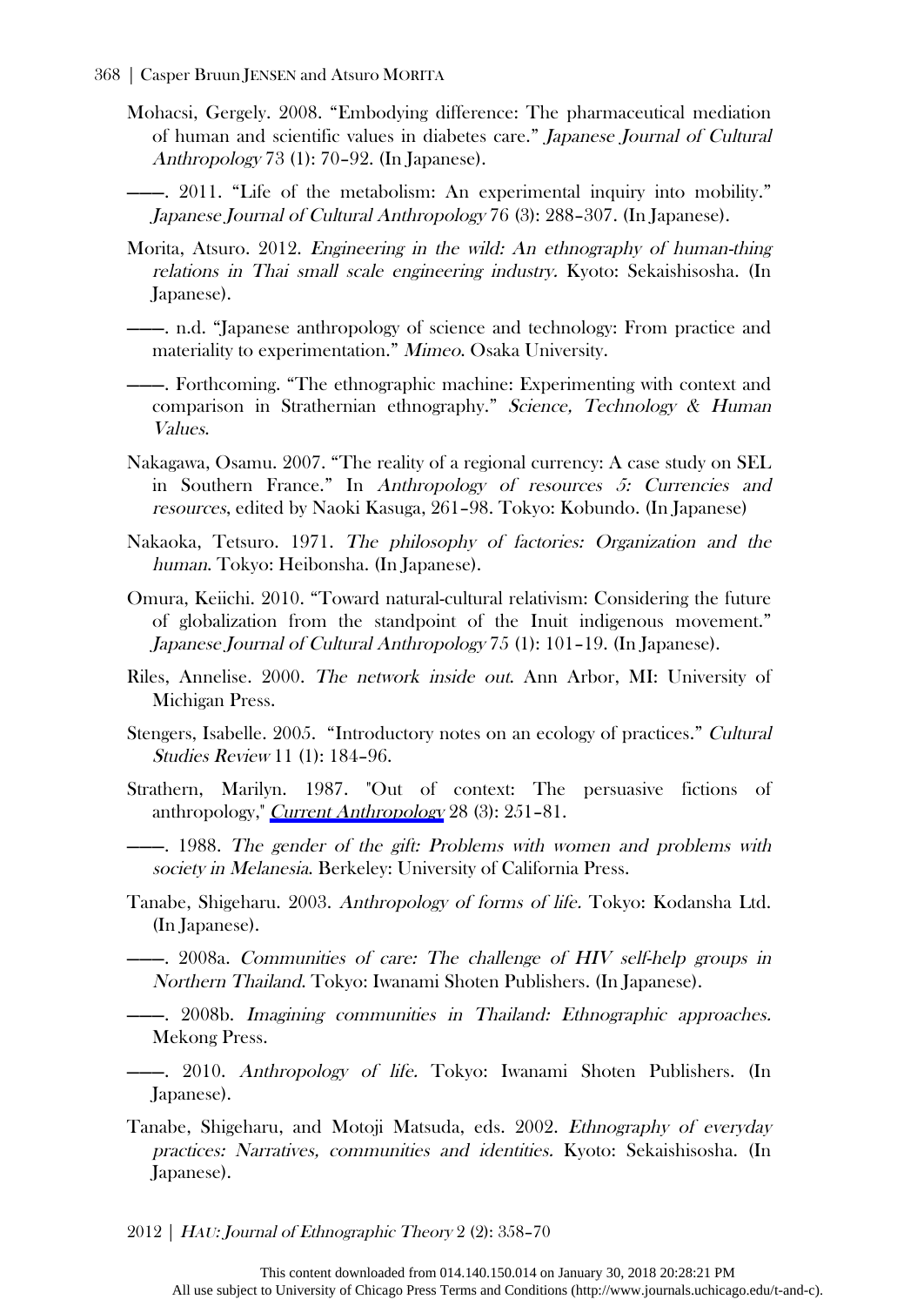Mohacsi, Gergely. 2008. "Embodying difference: The pharmaceutical mediation of human and scientific values in diabetes care." *Japanese Journal of Cultural Anthropology* 73 (1): 70–92. (In Japanese).

———. 2011. "Life of the metabolism: An experimental inquiry into mobility." *Japanese Journal of Cultural Anthropology* 76 (3): 288–307. (In Japanese).

Morita, Atsuro. 2012. *Engineering in the wild: An ethnography of human-thing relations in Thai small scale engineering industry.* Kyoto: Sekaishisosha. (In Japanese).

———. n.d. "Japanese anthropology of science and technology: From practice and materiality to experimentation." *Mimeo*. Osaka University.

———. Forthcoming. "The ethnographic machine: Experimenting with context and comparison in Strathernian ethnography." *Science, Technology & Human Values*.

Nakagawa, Osamu. 2007. "The reality of a regional currency: A case study on SEL in Southern France." In *Anthropology of resources 5: Currencies and resources*, edited by Naoki Kasuga, 261–98. Tokyo: Kobundo. (In Japanese)

Nakaoka, Tetsuro. 1971. *The philosophy of factories: Organization and the human*. Tokyo: Heibonsha. (In Japanese).

Omura, Keiichi. 2010. "Toward natural-cultural relativism: Considering the future of globalization from the standpoint of the Inuit indigenous movement." *Japanese Journal of Cultural Anthropology* 75 (1): 101–19. (In Japanese).

Riles, Annelise. 2000. *The network inside out*. Ann Arbor, MI: University of Michigan Press.

Stengers, Isabelle. 2005. "Introductory notes on an ecology of practices." *Cultural Studies Review* 11 (1): 184–96.

Strathern, Marilyn. 1987. "Out of context: The persuasive fictions of anthropology," *Current Anthropology* 28 (3): 251–81.

———. 1988. *The gender of the gift: Problems with women and problems with society in Melanesia*. Berkeley: University of California Press.

Tanabe, Shigeharu. 2003. *Anthropology of forms of life*. Tokyo: Kodansha Ltd. (In Japanese).

———. 2008a. *Communities of care: The challenge of HIV self-help groups in Northern Thailand*. Tokyo: Iwanami Shoten Publishers. (In Japanese).

———. 2008b. *Imagining communities in Thailand: Ethnographic approaches.* Mekong Press.

———. 2010. *Anthropology of life.* Tokyo: Iwanami Shoten Publishers. (In Japanese).

Tanabe, Shigeharu, and Motoji Matsuda, eds. 2002. *Ethnography of everyday practices: Narratives, communities and identities.* Kyoto: Sekaishisosha. (In Japanese).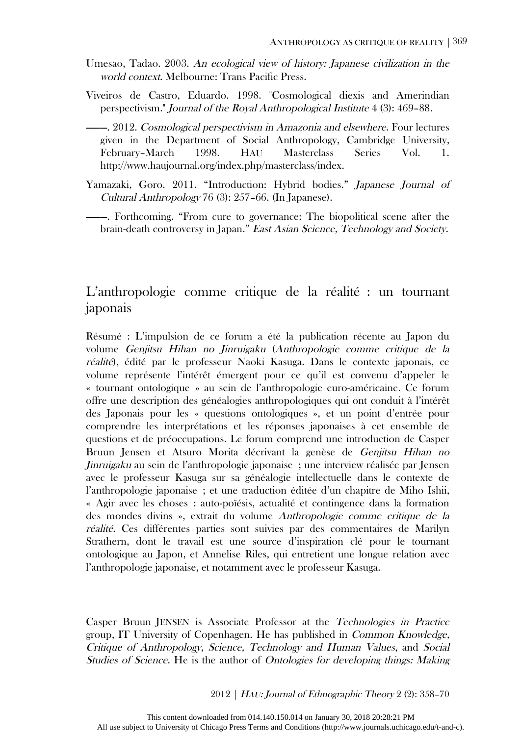Umesao, Tadao. 2003. *An ecological view of history: Japanese civilization in the world context*. Melbourne: Trans Pacific Press.

Viveiros de Castro, Eduardo. 1998. "Cosmological diexis and Amerindian perspectivism." *Journal of the Royal Anthropological Institute* 4 (3): 469–88.

———. 2012. *Cosmological perspectivism in Amazonia and elsewhere*. Four lectures given in the Department of Social Anthropology, Cambridge University, February–March 1998. HAU Masterclass Series Vol. 1. http://www.haujournal.org/index.php/masterclass/index.

Yamazaki, Goro. 2011. "Introduction: Hybrid bodies." *Japanese Journal of Cultural Anthropology* 76 (3): 257–66. (In Japanese).

———. Forthcoming. "From cure to governance: The biopolitical scene after the brain-death controversy in Japan." *East Asian Science, Technology and Society.*

## L'anthropologie comme critique de la réalité : un tournant japonais

Résumé : L'impulsion de ce forum a été la publication récente au Japon du volume *Genjitsu Hihan no Jinruigaku* (*Anthropologie comme critique de la réalité*), édité par le professeur Naoki Kasuga. Dans le contexte japonais, ce volume représente l'intérêt émergent pour ce qu'il est convenu d'appeler le « tournant ontologique » au sein de l'anthropologie euro-américaine. Ce forum offre une description des généalogies anthropologiques qui ont conduit à l'intérêt des Japonais pour les « questions ontologiques », et un point d'entrée pour comprendre les interprétations et les réponses japonaises à cet ensemble de questions et de préoccupations. Le forum comprend une introduction de Casper Bruun Jensen et Atsuro Morita décrivant la genèse de *Genjitsu Hihan no Jinruigaku* au sein de l'anthropologie japonaise ; une interview réalisée par Jensen avec le professeur Kasuga sur sa généalogie intellectuelle dans le contexte de l'anthropologie japonaise ; et une traduction éditée d'un chapitre de Miho Ishii, « Agir avec les choses : auto-poïésis, actualité et contingence dans la formation des mondes divins », extrait du volume *Anthropologie comme critique de la réalité*. Ces différentes parties sont suivies par des commentaires de Marilyn Strathern, dont le travail est une source d'inspiration clé pour le tournant ontologique au Japon, et Annelise Riles, qui entretient une longue relation avec l'anthropologie japonaise, et notamment avec le professeur Kasuga.

Casper Bruun JENSEN is Associate Professor at the *Technologies in Practice* group, IT University of Copenhagen. He has published in *Common Knowledge, Critique of Anthropology, Science, Technology and Human Values*, and *Social Studies of Science*. He is the author of *Ontologies for developing things: Making*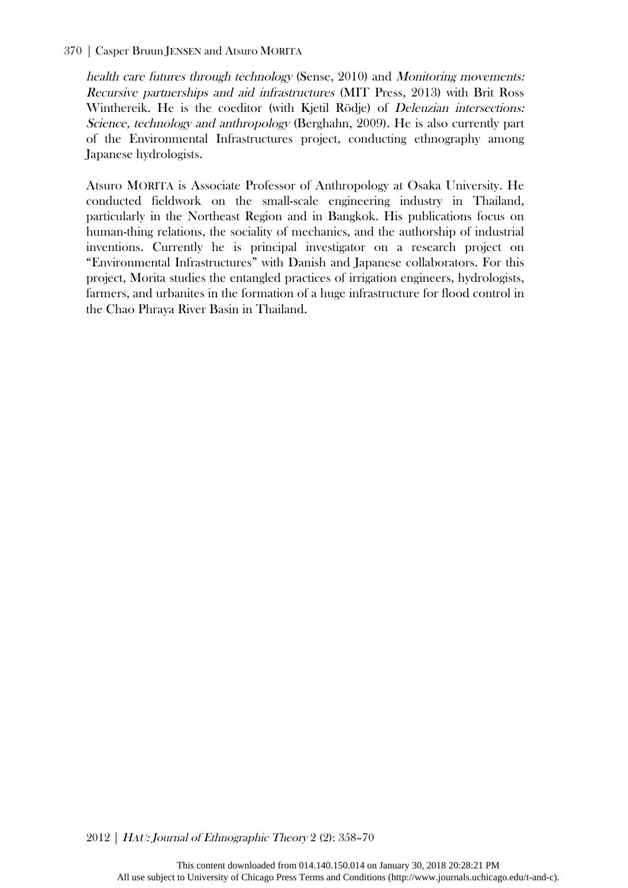*health care futures through technology* (Sense, 2010) and *Monitoring movements: Recursive partnerships and aid infrastructures* (MIT Press, 2013) with Brit Ross Winthereik. He is the coeditor (with Kjetil Rödje) of *Deleuzian intersections: Science, technology and anthropology* (Berghahn, 2009). He is also currently part of the Environmental Infrastructures project, conducting ethnography among Japanese hydrologists.

Atsuro MORITA is Associate Professor of Anthropology at Osaka University. He conducted fieldwork on the small-scale engineering industry in Thailand, particularly in the Northeast Region and in Bangkok. His publications focus on human-thing relations, the sociality of mechanics, and the authorship of industrial inventions. Currently he is principal investigator on a research project on "Environmental Infrastructures" with Danish and Japanese collaborators. For this project, Morita studies the entangled practices of irrigation engineers, hydrologists, farmers, and urbanites in the formation of a huge infrastructure for flood control in the Chao Phraya River Basin in Thailand.